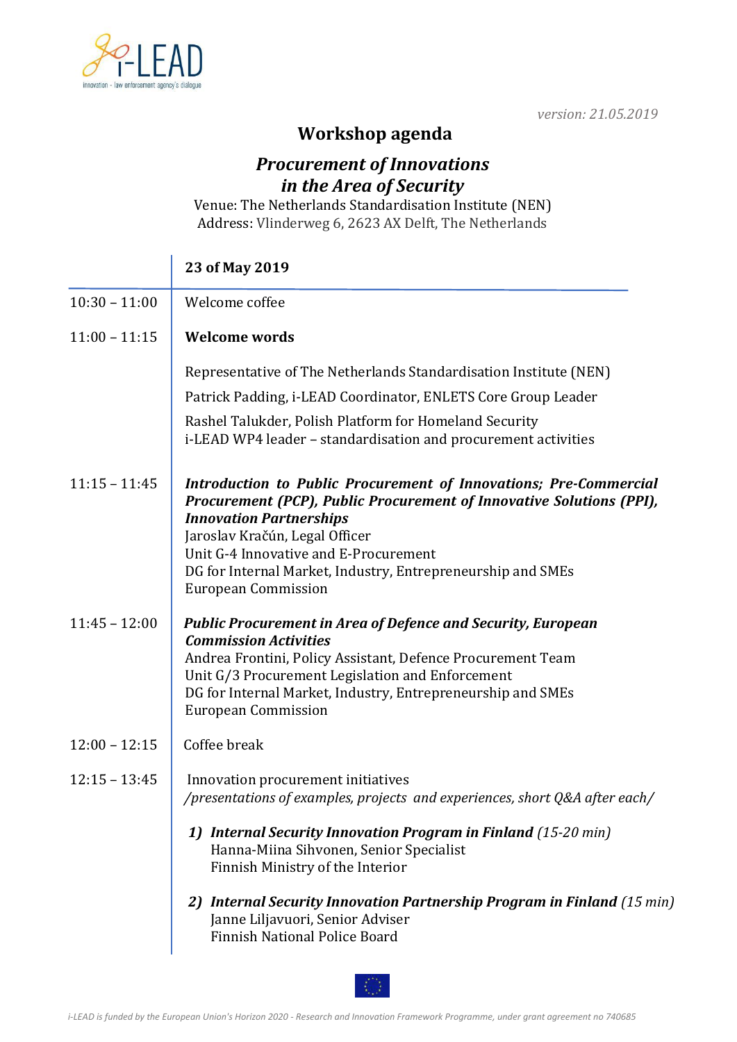version: 21.05.2019

# Workshop agenda

## *Procurement of Innovations in the Area of Security*

Venue: The Netherlands Standardisation Institute (NEN)
Address: Vlinderweg 6, 2623 AX Delft, The Netherlands

| | **23 of May 2019** |
|---|---|
| 10:30 – 11:00 | Welcome coffee |
| 11:00 – 11:15 | **Welcome words**<br><br>Representative of The Netherlands Standardisation Institute (NEN)<br>Patrick Padding, i-LEAD Coordinator, ENLETS Core Group Leader<br>Rashel Talukder, Polish Platform for Homeland Security<br>i-LEAD WP4 leader – standardisation and procurement activities |
| 11:15 – 11:45 | ***Introduction to Public Procurement of Innovations; Pre-Commercial Procurement (PCP), Public Procurement of Innovative Solutions (PPI), Innovation Partnerships***<br>Jaroslav Kračún, Legal Officer<br>Unit G-4 Innovative and E-Procurement<br>DG for Internal Market, Industry, Entrepreneurship and SMEs<br>European Commission |
| 11:45 – 12:00 | ***Public Procurement in Area of Defence and Security, European Commission Activities***<br>Andrea Frontini, Policy Assistant, Defence Procurement Team<br>Unit G/3 Procurement Legislation and Enforcement<br>DG for Internal Market, Industry, Entrepreneurship and SMEs<br>European Commission |
| 12:00 – 12:15 | Coffee break |
| 12:15 – 13:45 | Innovation procurement initiatives<br>*/presentations of examples, projects and experiences, short Q&A after each/*<br><br>1) ***Internal Security Innovation Program in Finland*** *(15-20 min)*<br>Hanna-Miina Sihvonen, Senior Specialist<br>Finnish Ministry of the Interior<br><br>2) ***Internal Security Innovation Partnership Program in Finland*** *(15 min)*<br>Janne Liljavuori, Senior Adviser<br>Finnish National Police Board |

*i-LEAD is funded by the European Union's Horizon 2020 - Research and Innovation Framework Programme, under grant agreement no 740685*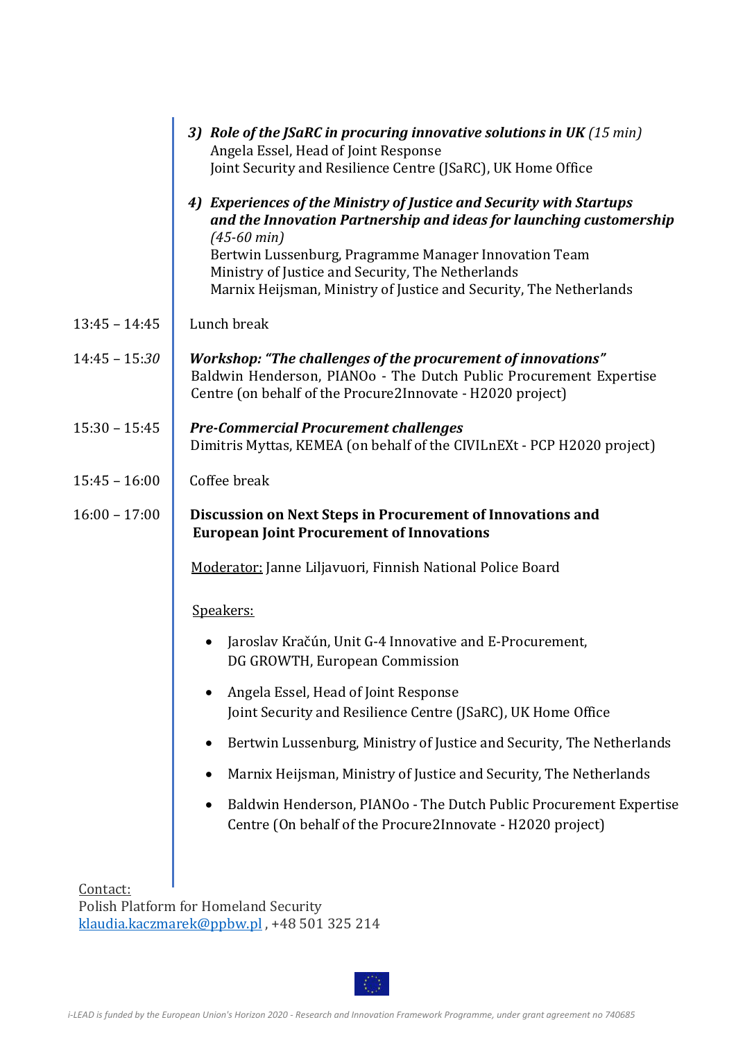3) ***Role of the JSaRC in procuring innovative solutions in UK*** *(15 min)*
Angela Essel, Head of Joint Response
Joint Security and Resilience Centre (JSaRC), UK Home Office

4) ***Experiences of the Ministry of Justice and Security with Startups and the Innovation Partnership and ideas for launching customership*** *(45-60 min)*
Bertwin Lussenburg, Programme Manager Innovation Team
Ministry of Justice and Security, The Netherlands
Marnix Heijsman, Ministry of Justice and Security, The Netherlands

13:45 – 14:45 | Lunch break

14:45 – 15:*30* | ***Workshop: "The challenges of the procurement of innovations"***
Baldwin Henderson, PIANOo - The Dutch Public Procurement Expertise Centre (on behalf of the Procure2Innovate - H2020 project)

15:30 – 15:45 | ***Pre-Commercial Procurement challenges***
Dimitris Myttas, KEMEA (on behalf of the CIVILnEXt - PCP H2020 project)

15:45 – 16:00 | Coffee break

16:00 – 17:00 | **Discussion on Next Steps in Procurement of Innovations and European Joint Procurement of Innovations**

Moderator: Janne Liljavuori, Finnish National Police Board

Speakers:

- Jaroslav Kračún, Unit G-4 Innovative and E-Procurement, DG GROWTH, European Commission
- Angela Essel, Head of Joint Response
  Joint Security and Resilience Centre (JSaRC), UK Home Office
- Bertwin Lussenburg, Ministry of Justice and Security, The Netherlands
- Marnix Heijsman, Ministry of Justice and Security, The Netherlands
- Baldwin Henderson, PIANOo - The Dutch Public Procurement Expertise Centre (On behalf of the Procure2Innovate - H2020 project)

Contact:
Polish Platform for Homeland Security
klaudia.kaczmarek@ppbw.pl , +48 501 325 214

*i-LEAD is funded by the European Union's Horizon 2020 - Research and Innovation Framework Programme, under grant agreement no 740685*